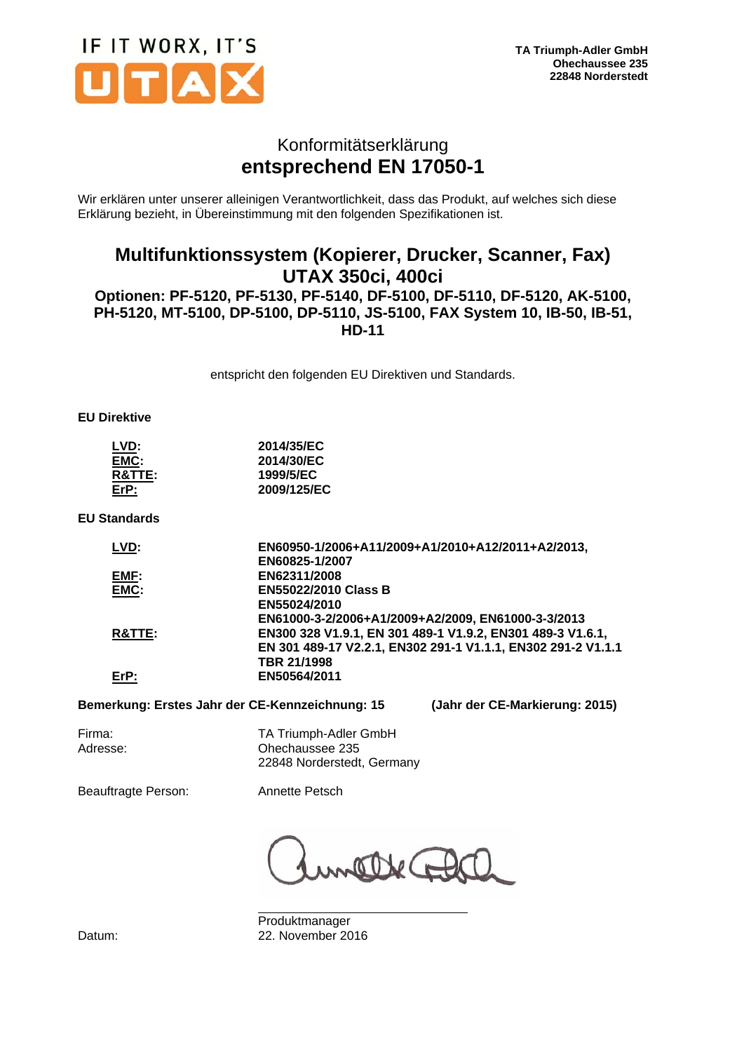IF IT WORX, IT'S UTAX

**TA Triumph-Adler GmbH**
**Ohechaussee 235**
**22848 Norderstedt**

# Konformitätserklärung
# entsprechend EN 17050-1

Wir erklären unter unserer alleinigen Verantwortlichkeit, dass das Produkt, auf welches sich diese Erklärung bezieht, in Übereinstimmung mit den folgenden Spezifikationen ist.

## Multifunktionssystem (Kopierer, Drucker, Scanner, Fax)
## UTAX 350ci, 400ci

**Optionen: PF-5120, PF-5130, PF-5140, DF-5100, DF-5110, DF-5120, AK-5100, PH-5120, MT-5100, DP-5100, DP-5110, JS-5100, FAX System 10, IB-50, IB-51, HD-11**

entspricht den folgenden EU Direktiven und Standards.

**EU Direktive**

| | |
|---|---|
| **LVD:** | **2014/35/EC** |
| **EMC:** | **2014/30/EC** |
| **R&TTE:** | **1999/5/EC** |
| **ErP:** | **2009/125/EC** |

**EU Standards**

| | |
|---|---|
| **LVD:** | **EN60950-1/2006+A11/2009+A1/2010+A12/2011+A2/2013, EN60825-1/2007** |
| **EMF:** | **EN62311/2008** |
| **EMC:** | **EN55022/2010 Class B**<br>**EN55024/2010**<br>**EN61000-3-2/2006+A1/2009+A2/2009, EN61000-3-3/2013** |
| **R&TTE:** | **EN300 328 V1.9.1, EN 301 489-1 V1.9.2, EN301 489-3 V1.6.1, EN 301 489-17 V2.2.1, EN302 291-1 V1.1.1, EN302 291-2 V1.1.1**<br>**TBR 21/1998** |
| **ErP:** | **EN50564/2011** |

**Bemerkung: Erstes Jahr der CE-Kennzeichnung: 15** **(Jahr der CE-Markierung: 2015)**

Firma: TA Triumph-Adler GmbH
Adresse: Ohechaussee 235
22848 Norderstedt, Germany

Beauftragte Person: Annette Petsch

Produktmanager

Datum: 22. November 2016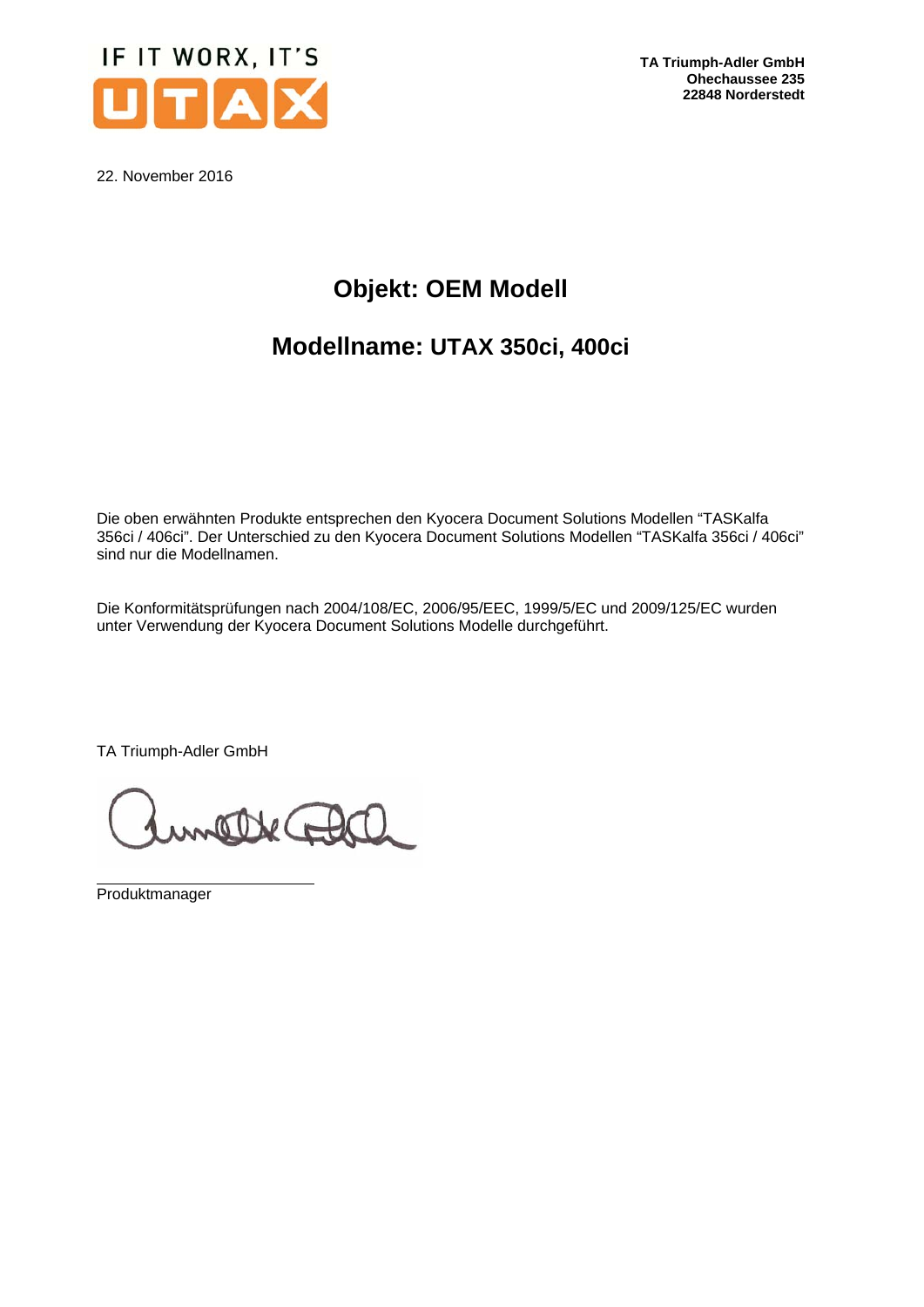IF IT WORX, IT'S UTAX

**TA Triumph-Adler GmbH**
**Ohechaussee 235**
**22848 Norderstedt**

22. November 2016

# Objekt: OEM Modell

# Modellname: UTAX 350ci, 400ci

Die oben erwähnten Produkte entsprechen den Kyocera Document Solutions Modellen "TASKalfa 356ci / 406ci". Der Unterschied zu den Kyocera Document Solutions Modellen "TASKalfa 356ci / 406ci" sind nur die Modellnamen.

Die Konformitätsprüfungen nach 2004/108/EC, 2006/95/EEC, 1999/5/EC und 2009/125/EC wurden unter Verwendung der Kyocera Document Solutions Modelle durchgeführt.

TA Triumph-Adler GmbH

Produktmanager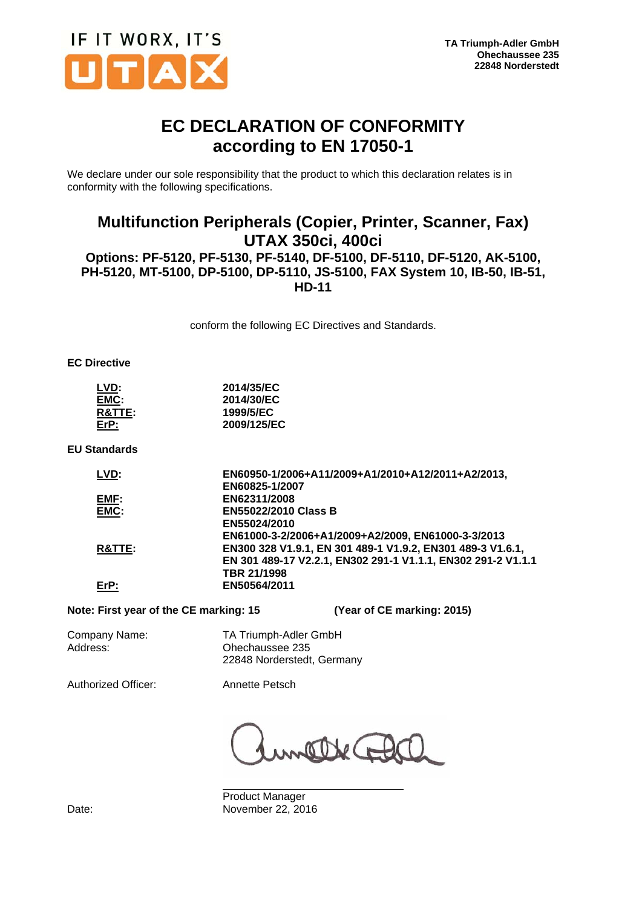IF IT WORX, IT'S UTAX

**TA Triumph-Adler GmbH**
**Ohechaussee 235**
**22848 Norderstedt**

# EC DECLARATION OF CONFORMITY
# according to EN 17050-1

We declare under our sole responsibility that the product to which this declaration relates is in conformity with the following specifications.

## Multifunction Peripherals (Copier, Printer, Scanner, Fax)
## UTAX 350ci, 400ci

### Options: PF-5120, PF-5130, PF-5140, DF-5100, DF-5110, DF-5120, AK-5100, PH-5120, MT-5100, DP-5100, DP-5110, JS-5100, FAX System 10, IB-50, IB-51, HD-11

conform the following EC Directives and Standards.

**EC Directive**

| | |
|---|---|
| **LVD:** | **2014/35/EC** |
| **EMC:** | **2014/30/EC** |
| **R&TTE:** | **1999/5/EC** |
| **ErP:** | **2009/125/EC** |

**EU Standards**

| | |
|---|---|
| **LVD:** | **EN60950-1/2006+A11/2009+A1/2010+A12/2011+A2/2013, EN60825-1/2007** |
| **EMF:** | **EN62311/2008** |
| **EMC:** | **EN55022/2010 Class B**<br>**EN55024/2010**<br>**EN61000-3-2/2006+A1/2009+A2/2009, EN61000-3-3/2013** |
| **R&TTE:** | **EN300 328 V1.9.1, EN 301 489-1 V1.9.2, EN301 489-3 V1.6.1, EN 301 489-17 V2.2.1, EN302 291-1 V1.1.1, EN302 291-2 V1.1.1**<br>**TBR 21/1998** |
| **ErP:** | **EN50564/2011** |

**Note: First year of the CE marking: 15** **(Year of CE marking: 2015)**

| | |
|---|---|
| Company Name: | TA Triumph-Adler GmbH |
| Address: | Ohechaussee 235<br>22848 Norderstedt, Germany |
| Authorized Officer: | Annette Petsch |

Product Manager

Date: November 22, 2016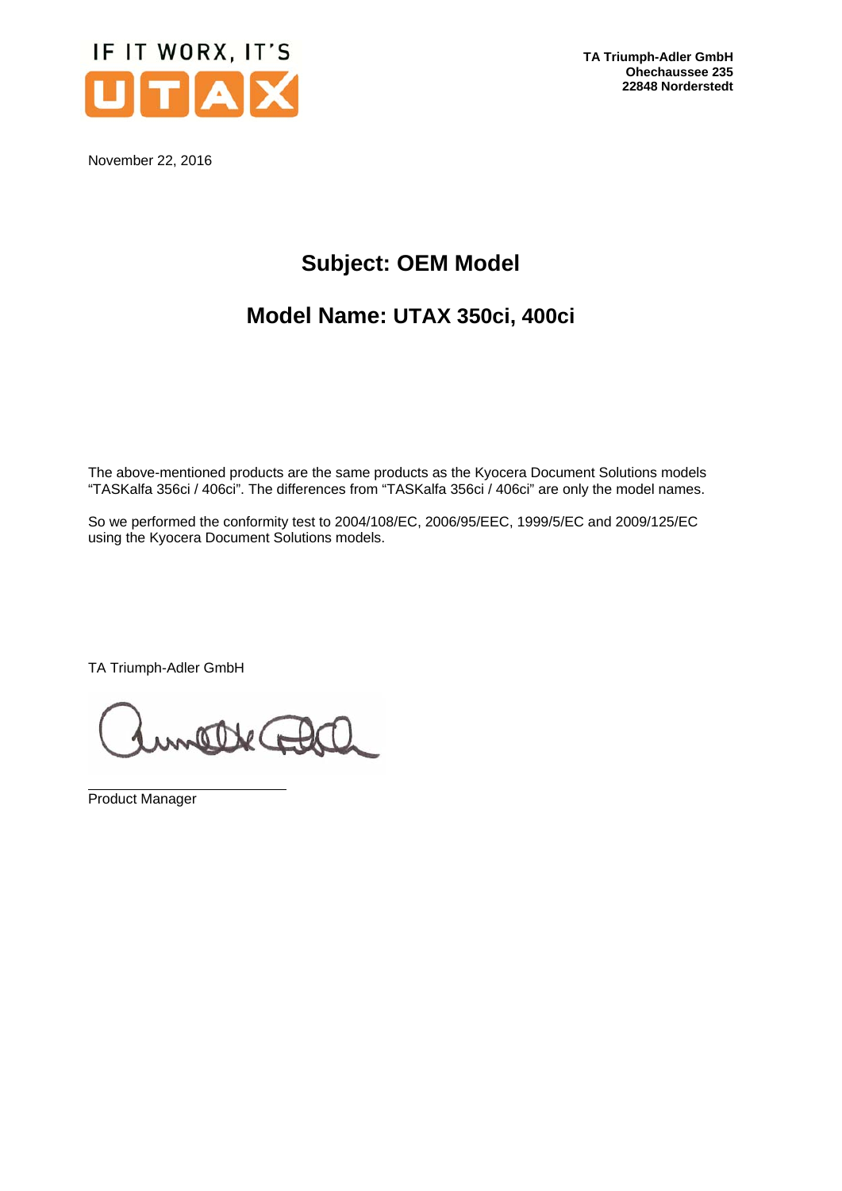IF IT WORX, IT'S

UTAX

**TA Triumph-Adler GmbH**
**Ohechaussee 235**
**22848 Norderstedt**

November 22, 2016

## Subject: OEM Model

## Model Name: UTAX 350ci, 400ci

The above-mentioned products are the same products as the Kyocera Document Solutions models "TASKalfa 356ci / 406ci". The differences from "TASKalfa 356ci / 406ci" are only the model names.

So we performed the conformity test to 2004/108/EC, 2006/95/EEC, 1999/5/EC and 2009/125/EC using the Kyocera Document Solutions models.

TA Triumph-Adler GmbH

Product Manager